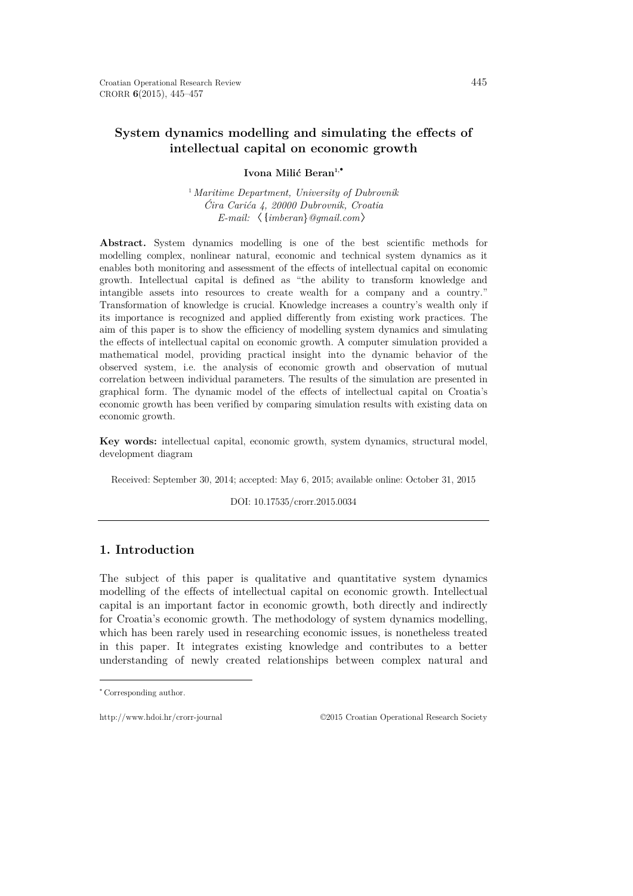# System dynamics modelling and simulating the effects of intellectual capital on economic growth

**Ivona Milić Beran**[1,*]

[1] *Maritime Department, University of Dubrovnik*
*Ćira Carića 4, 20000 Dubrovnik, Croatia*
*E-mail:* ⟨{*imberan*}*@gmail.com*⟩

**Abstract.** System dynamics modelling is one of the best scientific methods for modelling complex, nonlinear natural, economic and technical system dynamics as it enables both monitoring and assessment of the effects of intellectual capital on economic growth. Intellectual capital is defined as "the ability to transform knowledge and intangible assets into resources to create wealth for a company and a country." Transformation of knowledge is crucial. Knowledge increases a country's wealth only if its importance is recognized and applied differently from existing work practices. The aim of this paper is to show the efficiency of modelling system dynamics and simulating the effects of intellectual capital on economic growth. A computer simulation provided a mathematical model, providing practical insight into the dynamic behavior of the observed system, i.e. the analysis of economic growth and observation of mutual correlation between individual parameters. The results of the simulation are presented in graphical form. The dynamic model of the effects of intellectual capital on Croatia's economic growth has been verified by comparing simulation results with existing data on economic growth.

**Key words:** intellectual capital, economic growth, system dynamics, structural model, development diagram

Received: September 30, 2014; accepted: May 6, 2015; available online: October 31, 2015

DOI: 10.17535/crorr.2015.0034

## 1. Introduction

The subject of this paper is qualitative and quantitative system dynamics modelling of the effects of intellectual capital on economic growth. Intellectual capital is an important factor in economic growth, both directly and indirectly for Croatia's economic growth. The methodology of system dynamics modelling, which has been rarely used in researching economic issues, is nonetheless treated in this paper. It integrates existing knowledge and contributes to a better understanding of newly created relationships between complex natural and

[*] Corresponding author.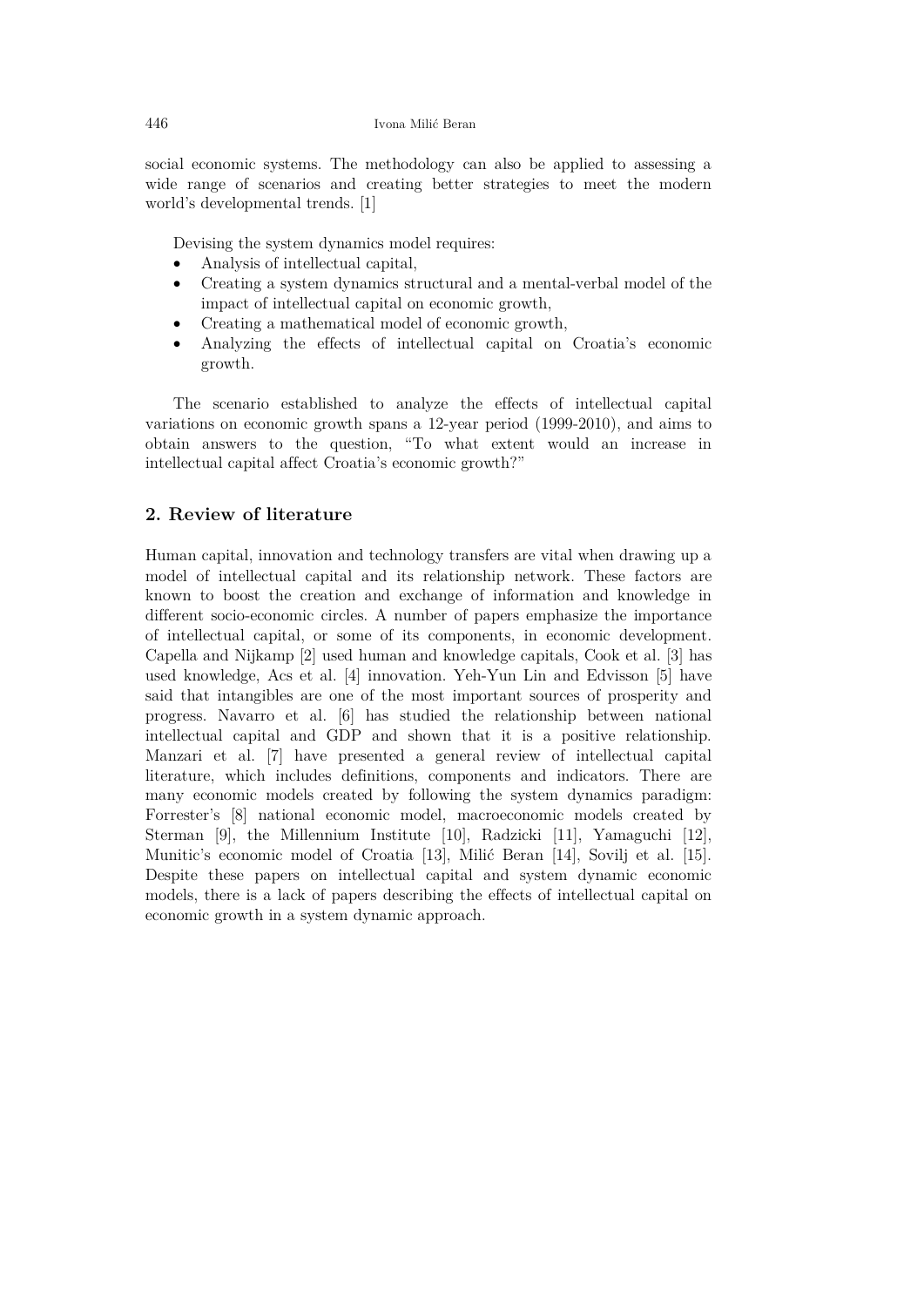social economic systems. The methodology can also be applied to assessing a wide range of scenarios and creating better strategies to meet the modern world's developmental trends. [1]

Devising the system dynamics model requires:

- Analysis of intellectual capital,
- Creating a system dynamics structural and a mental-verbal model of the impact of intellectual capital on economic growth,
- Creating a mathematical model of economic growth,
- Analyzing the effects of intellectual capital on Croatia's economic growth.

The scenario established to analyze the effects of intellectual capital variations on economic growth spans a 12-year period (1999-2010), and aims to obtain answers to the question, "To what extent would an increase in intellectual capital affect Croatia's economic growth?"

## 2. Review of literature

Human capital, innovation and technology transfers are vital when drawing up a model of intellectual capital and its relationship network. These factors are known to boost the creation and exchange of information and knowledge in different socio-economic circles. A number of papers emphasize the importance of intellectual capital, or some of its components, in economic development. Capella and Nijkamp [2] used human and knowledge capitals, Cook et al. [3] has used knowledge, Acs et al. [4] innovation. Yeh-Yun Lin and Edvisson [5] have said that intangibles are one of the most important sources of prosperity and progress. Navarro et al. [6] has studied the relationship between national intellectual capital and GDP and shown that it is a positive relationship. Manzari et al. [7] have presented a general review of intellectual capital literature, which includes definitions, components and indicators. There are many economic models created by following the system dynamics paradigm: Forrester's [8] national economic model, macroeconomic models created by Sterman [9], the Millennium Institute [10], Radzicki [11], Yamaguchi [12], Munitic's economic model of Croatia [13], Milić Beran [14], Sovilj et al. [15]. Despite these papers on intellectual capital and system dynamic economic models, there is a lack of papers describing the effects of intellectual capital on economic growth in a system dynamic approach.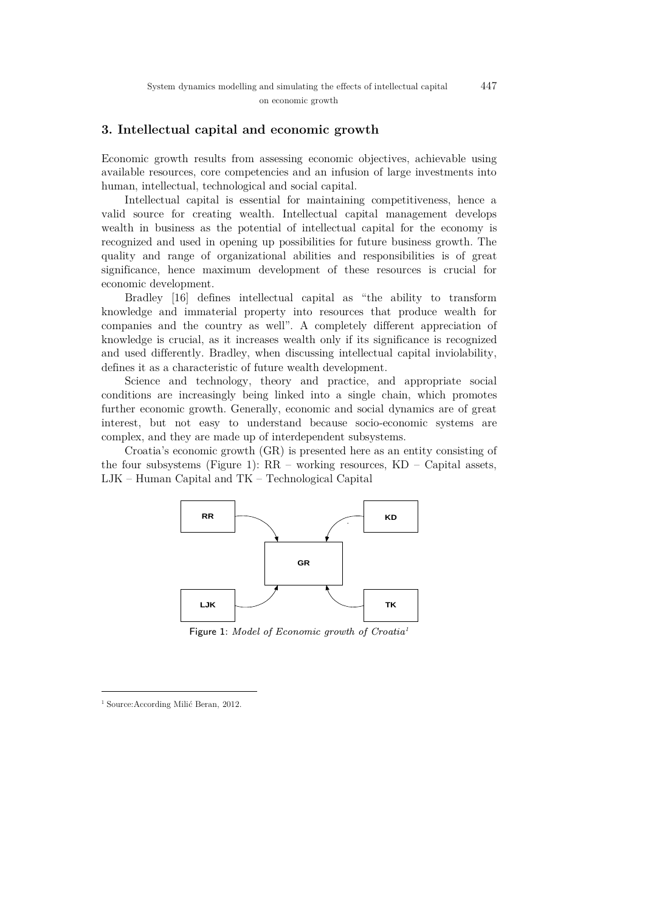## 3. Intellectual capital and economic growth

Economic growth results from assessing economic objectives, achievable using available resources, core competencies and an infusion of large investments into human, intellectual, technological and social capital.

Intellectual capital is essential for maintaining competitiveness, hence a valid source for creating wealth. Intellectual capital management develops wealth in business as the potential of intellectual capital for the economy is recognized and used in opening up possibilities for future business growth. The quality and range of organizational abilities and responsibilities is of great significance, hence maximum development of these resources is crucial for economic development.

Bradley [16] defines intellectual capital as "the ability to transform knowledge and immaterial property into resources that produce wealth for companies and the country as well". A completely different appreciation of knowledge is crucial, as it increases wealth only if its significance is recognized and used differently. Bradley, when discussing intellectual capital inviolability, defines it as a characteristic of future wealth development.

Science and technology, theory and practice, and appropriate social conditions are increasingly being linked into a single chain, which promotes further economic growth. Generally, economic and social dynamics are of great interest, but not easy to understand because socio-economic systems are complex, and they are made up of interdependent subsystems.

Croatia's economic growth (GR) is presented here as an entity consisting of the four subsystems (Figure 1): RR – working resources, KD – Capital assets, LJK – Human Capital and TK – Technological Capital

Figure 1: *Model of Economic growth of Croatia*[1]

[1] Source:According Milić Beran, 2012.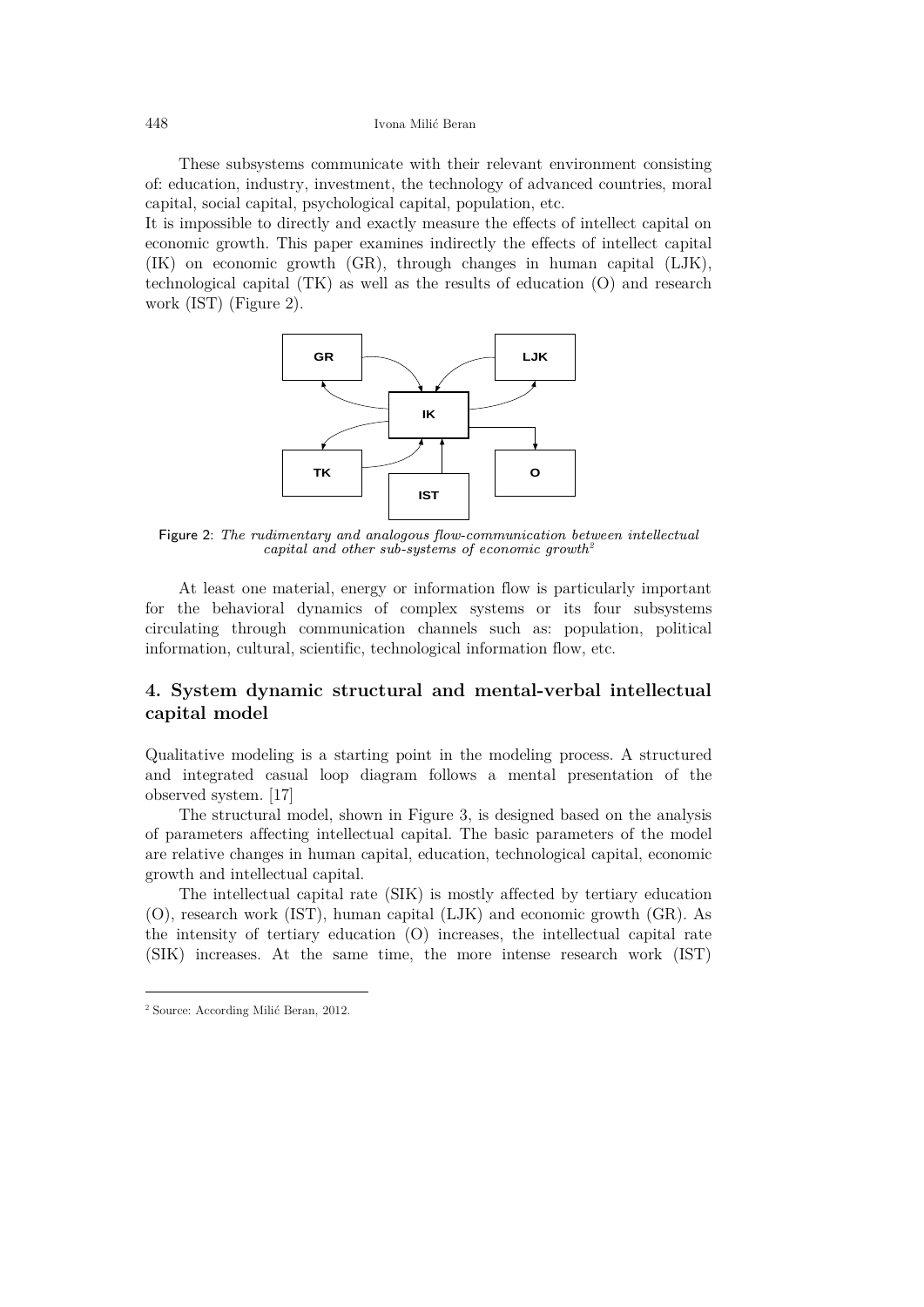These subsystems communicate with their relevant environment consisting of: education, industry, investment, the technology of advanced countries, moral capital, social capital, psychological capital, population, etc.

It is impossible to directly and exactly measure the effects of intellect capital on economic growth. This paper examines indirectly the effects of intellect capital (IK) on economic growth (GR), through changes in human capital (LJK), technological capital (TK) as well as the results of education (O) and research work (IST) (Figure 2).

Figure 2: *The rudimentary and analogous flow-communication between intellectual capital and other sub-systems of economic growth*[2]

At least one material, energy or information flow is particularly important for the behavioral dynamics of complex systems or its four subsystems circulating through communication channels such as: population, political information, cultural, scientific, technological information flow, etc.

## 4. System dynamic structural and mental-verbal intellectual capital model

Qualitative modeling is a starting point in the modeling process. A structured and integrated casual loop diagram follows a mental presentation of the observed system. [17]

The structural model, shown in Figure 3, is designed based on the analysis of parameters affecting intellectual capital. The basic parameters of the model are relative changes in human capital, education, technological capital, economic growth and intellectual capital.

The intellectual capital rate (SIK) is mostly affected by tertiary education (O), research work (IST), human capital (LJK) and economic growth (GR). As the intensity of tertiary education (O) increases, the intellectual capital rate (SIK) increases. At the same time, the more intense research work (IST)

[2] Source: According Milić Beran, 2012.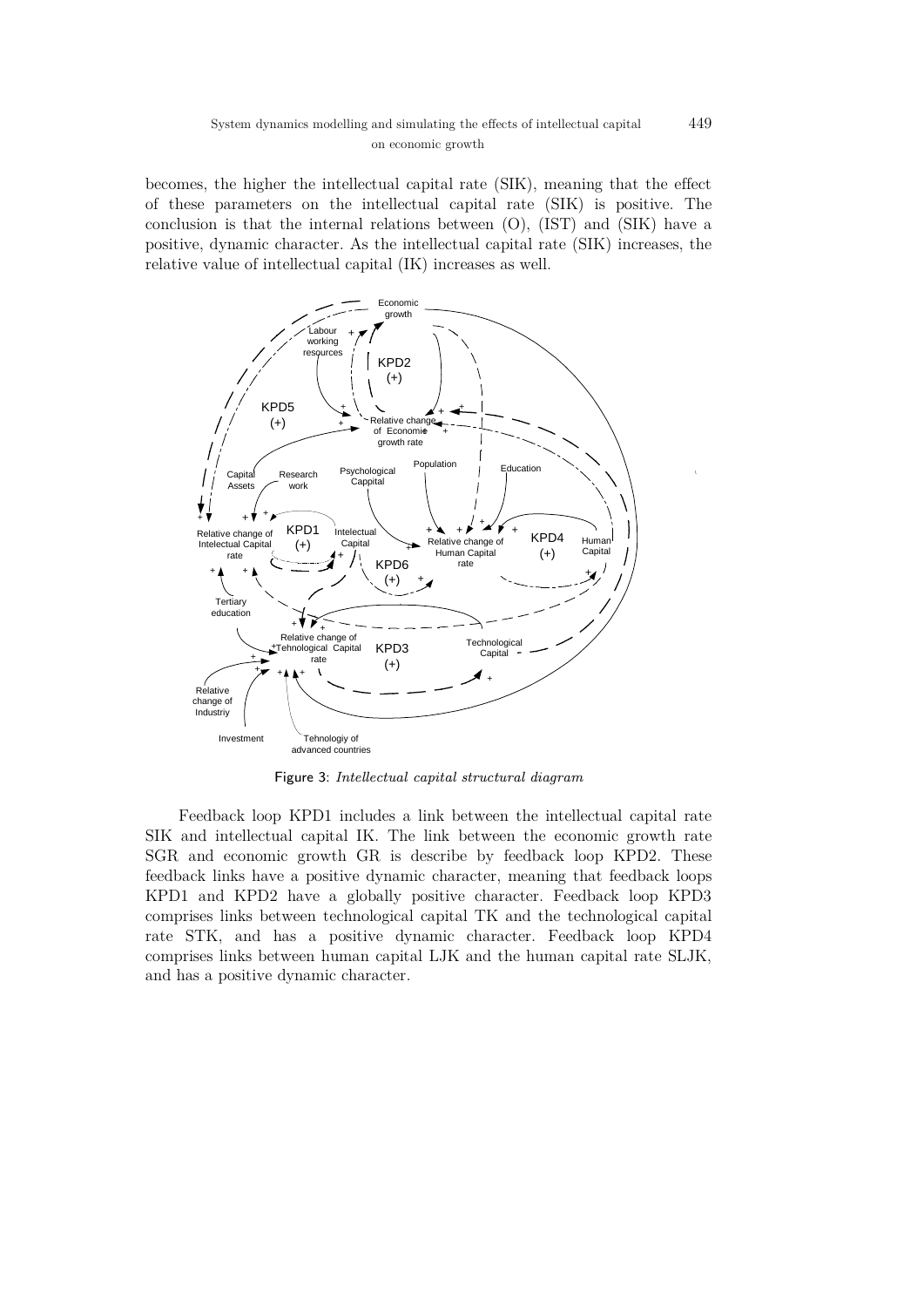becomes, the higher the intellectual capital rate (SIK), meaning that the effect of these parameters on the intellectual capital rate (SIK) is positive. The conclusion is that the internal relations between (O), (IST) and (SIK) have a positive, dynamic character. As the intellectual capital rate (SIK) increases, the relative value of intellectual capital (IK) increases as well.

Figure 3: *Intellectual capital structural diagram*

Feedback loop KPD1 includes a link between the intellectual capital rate SIK and intellectual capital IK. The link between the economic growth rate SGR and economic growth GR is describe by feedback loop KPD2. These feedback links have a positive dynamic character, meaning that feedback loops KPD1 and KPD2 have a globally positive character. Feedback loop KPD3 comprises links between technological capital TK and the technological capital rate STK, and has a positive dynamic character. Feedback loop KPD4 comprises links between human capital LJK and the human capital rate SLJK, and has a positive dynamic character.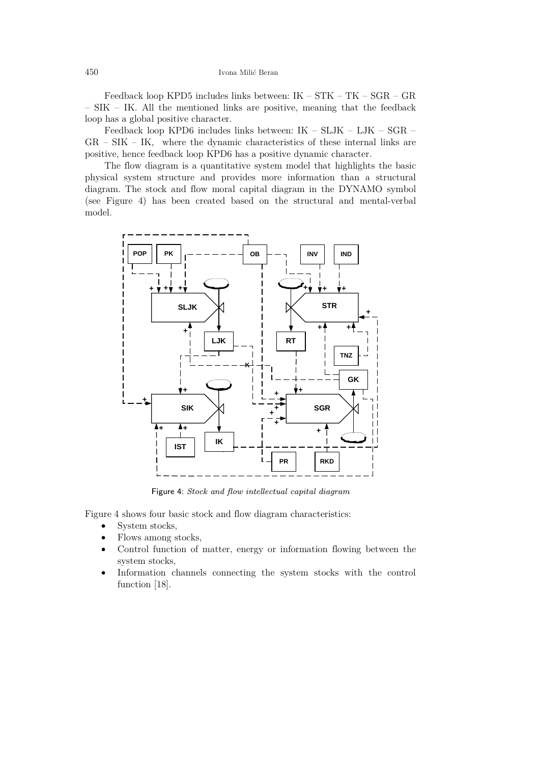Feedback loop KPD5 includes links between: IK – STK – TK – SGR – GR – SIK – IK. All the mentioned links are positive, meaning that the feedback loop has a global positive character.

Feedback loop KPD6 includes links between: IK – SLJK – LJK – SGR – GR – SIK – IK, where the dynamic characteristics of these internal links are positive, hence feedback loop KPD6 has a positive dynamic character.

The flow diagram is a quantitative system model that highlights the basic physical system structure and provides more information than a structural diagram. The stock and flow moral capital diagram in the DYNAMO symbol (see Figure 4) has been created based on the structural and mental-verbal model.

Figure 4: *Stock and flow intellectual capital diagram*

Figure 4 shows four basic stock and flow diagram characteristics:

- System stocks,
- Flows among stocks,
- Control function of matter, energy or information flowing between the system stocks,
- Information channels connecting the system stocks with the control function [18].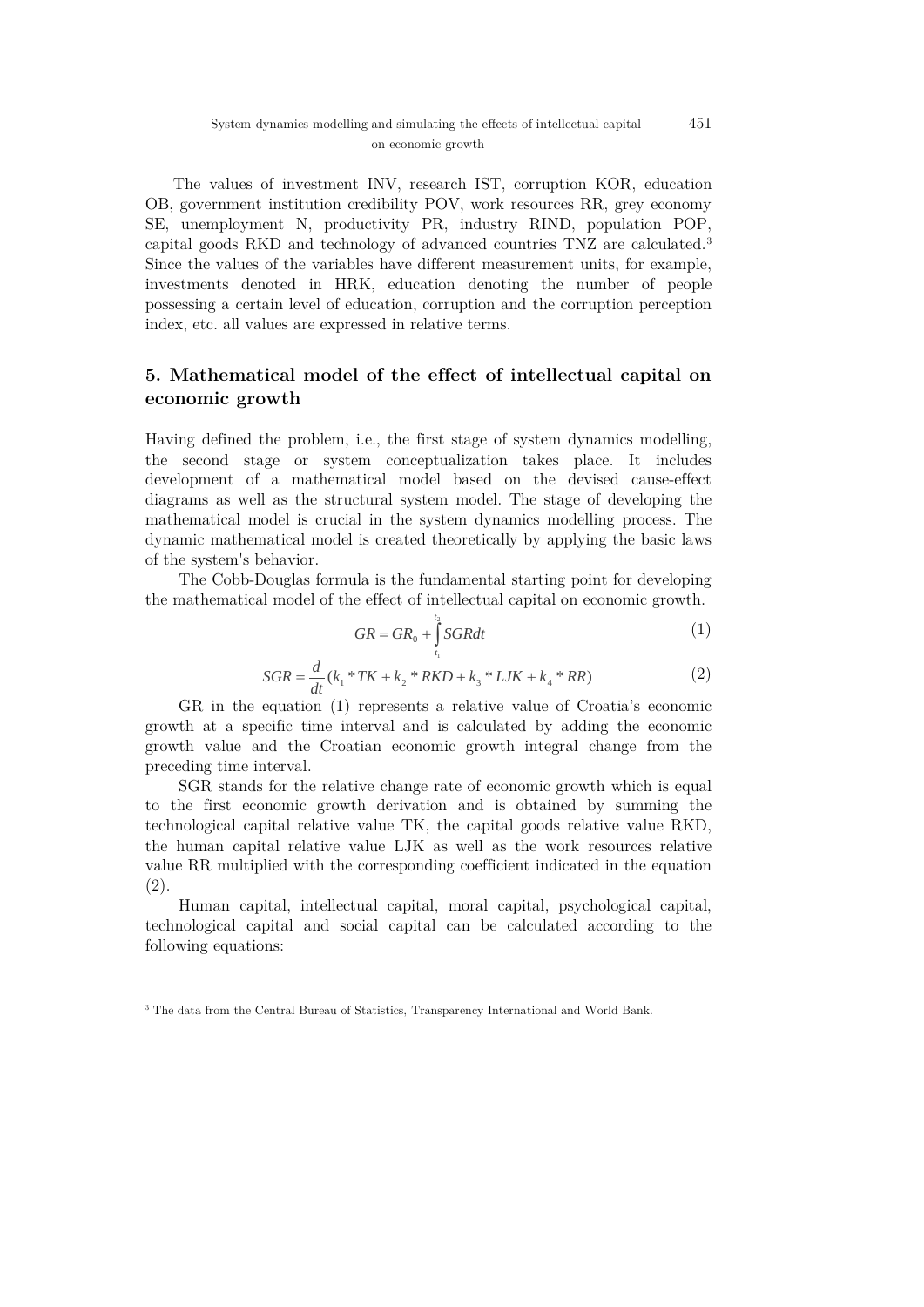The values of investment INV, research IST, corruption KOR, education OB, government institution credibility POV, work resources RR, grey economy SE, unemployment N, productivity PR, industry RIND, population POP, capital goods RKD and technology of advanced countries TNZ are calculated.[3] Since the values of the variables have different measurement units, for example, investments denoted in HRK, education denoting the number of people possessing a certain level of education, corruption and the corruption perception index, etc. all values are expressed in relative terms.

## 5. Mathematical model of the effect of intellectual capital on economic growth

Having defined the problem, i.e., the first stage of system dynamics modelling, the second stage or system conceptualization takes place. It includes development of a mathematical model based on the devised cause-effect diagrams as well as the structural system model. The stage of developing the mathematical model is crucial in the system dynamics modelling process. The dynamic mathematical model is created theoretically by applying the basic laws of the system's behavior.

The Cobb-Douglas formula is the fundamental starting point for developing the mathematical model of the effect of intellectual capital on economic growth.

$$GR = GR_0 + \int_{t_1}^{t_2} SGR dt \tag{1}$$

$$SGR = \frac{d}{dt}(k_1 * TK + k_2 * RKD + k_3 * LJK + k_4 * RR) \tag{2}$$

GR in the equation (1) represents a relative value of Croatia's economic growth at a specific time interval and is calculated by adding the economic growth value and the Croatian economic growth integral change from the preceding time interval.

SGR stands for the relative change rate of economic growth which is equal to the first economic growth derivation and is obtained by summing the technological capital relative value TK, the capital goods relative value RKD, the human capital relative value LJK as well as the work resources relative value RR multiplied with the corresponding coefficient indicated in the equation (2).

Human capital, intellectual capital, moral capital, psychological capital, technological capital and social capital can be calculated according to the following equations:

---

[3] The data from the Central Bureau of Statistics, Transparency International and World Bank.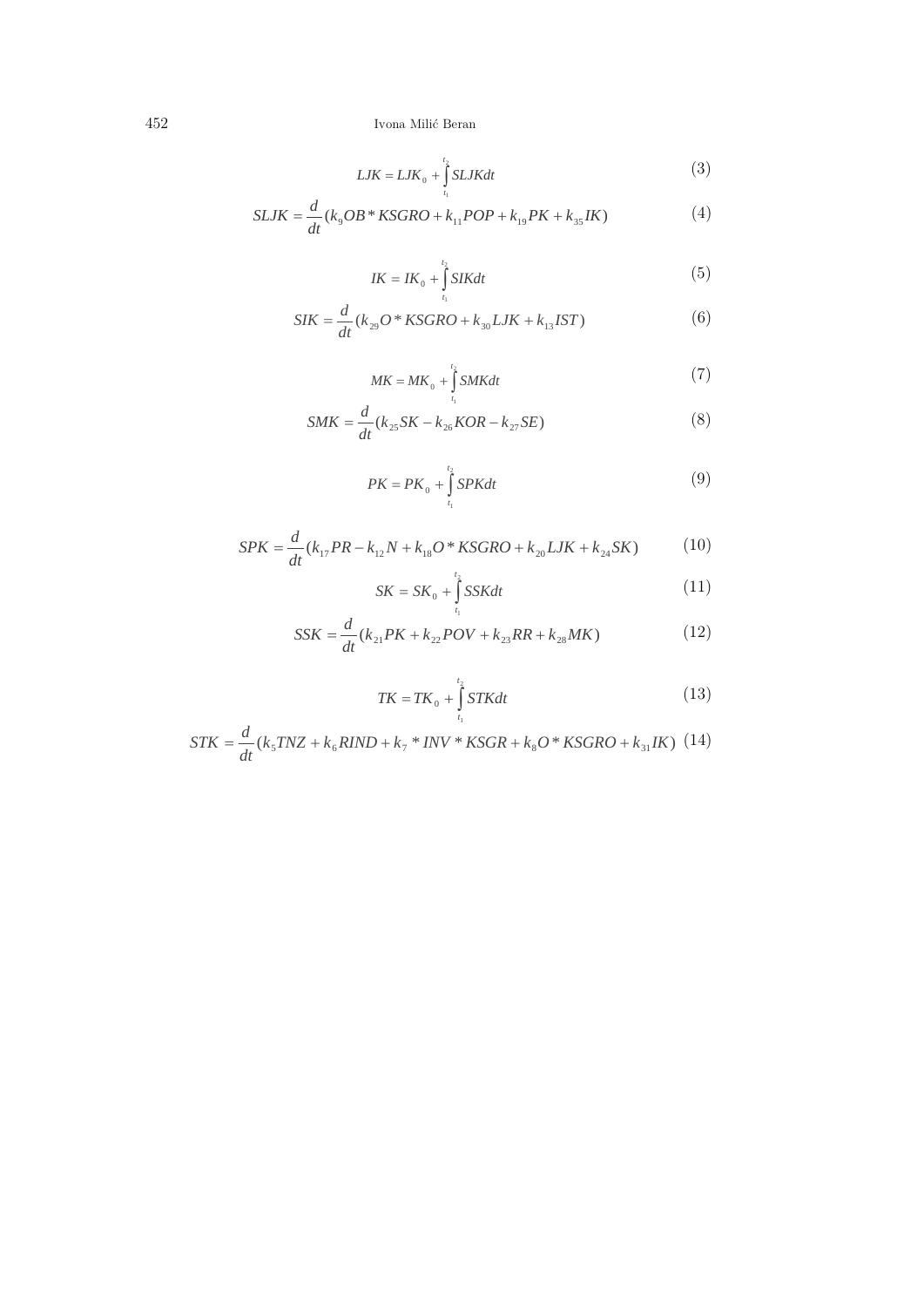$$LJK = LJK_0 + \int_{t_1}^{t_2} SLJKdt \tag{3}$$

$$SLJK = \frac{d}{dt}(k_9 OB * KSGRO + k_{11} POP + k_{19} PK + k_{35} IK) \tag{4}$$

$$IK = IK_0 + \int_{t_1}^{t_2} SIKdt \tag{5}$$

$$SIK = \frac{d}{dt}(k_{29} O * KSGRO + k_{30} LJK + k_{13} IST) \tag{6}$$

$$MK = MK_0 + \int_{t_1}^{t_2} SMKdt \tag{7}$$

$$SMK = \frac{d}{dt}(k_{25} SK - k_{26} KOR - k_{27} SE) \tag{8}$$

$$PK = PK_0 + \int_{t_1}^{t_2} SPKdt \tag{9}$$

$$SPK = \frac{d}{dt}(k_{17} PR - k_{12} N + k_{18} O * KSGRO + k_{20} LJK + k_{24} SK) \tag{10}$$

$$SK = SK_0 + \int_{t_1}^{t_2} SSKdt \tag{11}$$

$$SSK = \frac{d}{dt}(k_{21} PK + k_{22} POV + k_{23} RR + k_{28} MK) \tag{12}$$

$$TK = TK_0 + \int_{t_1}^{t_2} STKdt \tag{13}$$

$$STK = \frac{d}{dt}(k_5 TNZ + k_6 RIND + k_7 * INV * KSGR + k_8 O * KSGRO + k_{31} IK) \tag{14}$$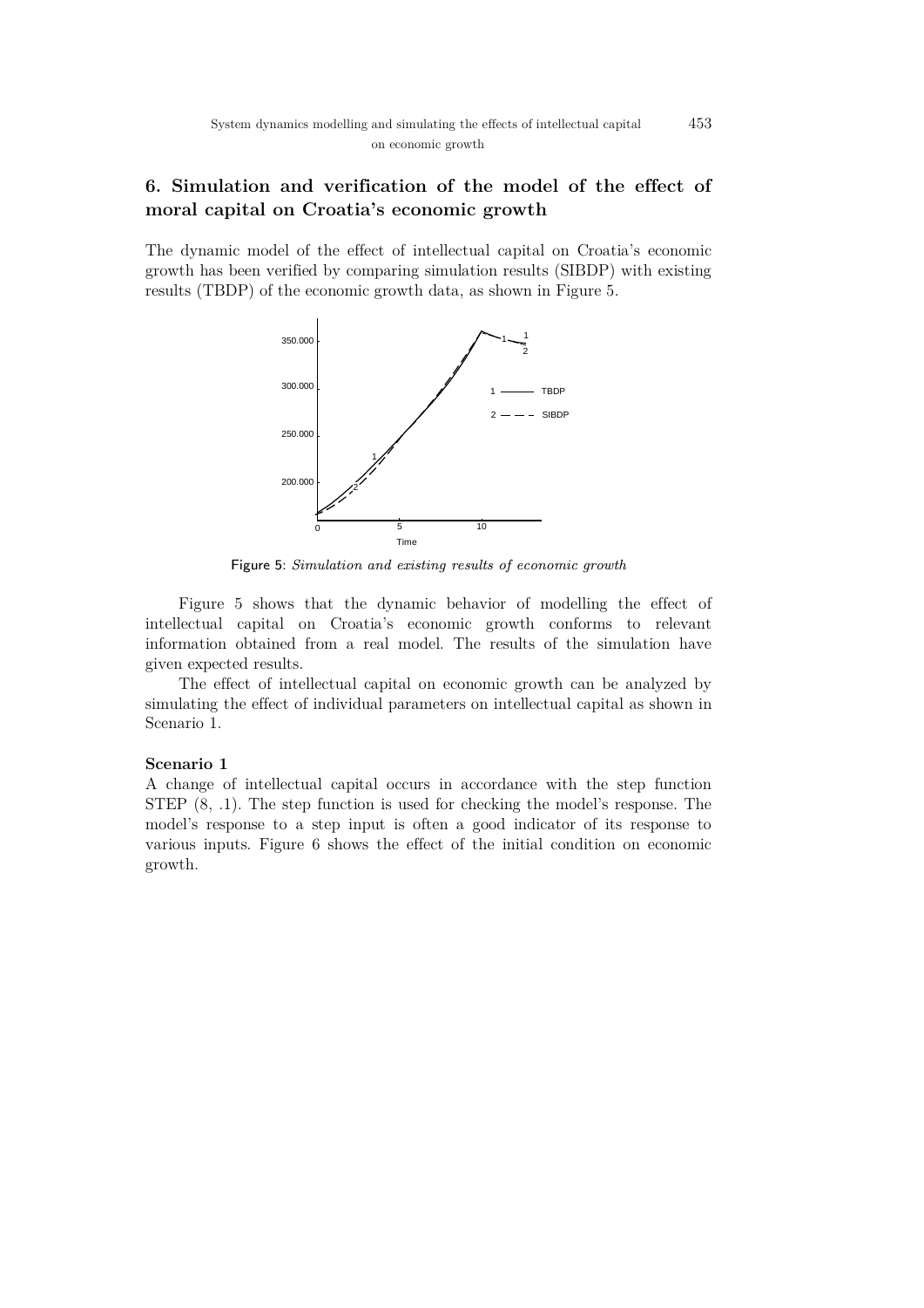## 6. Simulation and verification of the model of the effect of moral capital on Croatia's economic growth

The dynamic model of the effect of intellectual capital on Croatia's economic growth has been verified by comparing simulation results (SIBDP) with existing results (TBDP) of the economic growth data, as shown in Figure 5.

Figure 5: *Simulation and existing results of economic growth*

Figure 5 shows that the dynamic behavior of modelling the effect of intellectual capital on Croatia's economic growth conforms to relevant information obtained from a real model. The results of the simulation have given expected results.

The effect of intellectual capital on economic growth can be analyzed by simulating the effect of individual parameters on intellectual capital as shown in Scenario 1.

**Scenario 1**

A change of intellectual capital occurs in accordance with the step function STEP (8, .1). The step function is used for checking the model's response. The model's response to a step input is often a good indicator of its response to various inputs. Figure 6 shows the effect of the initial condition on economic growth.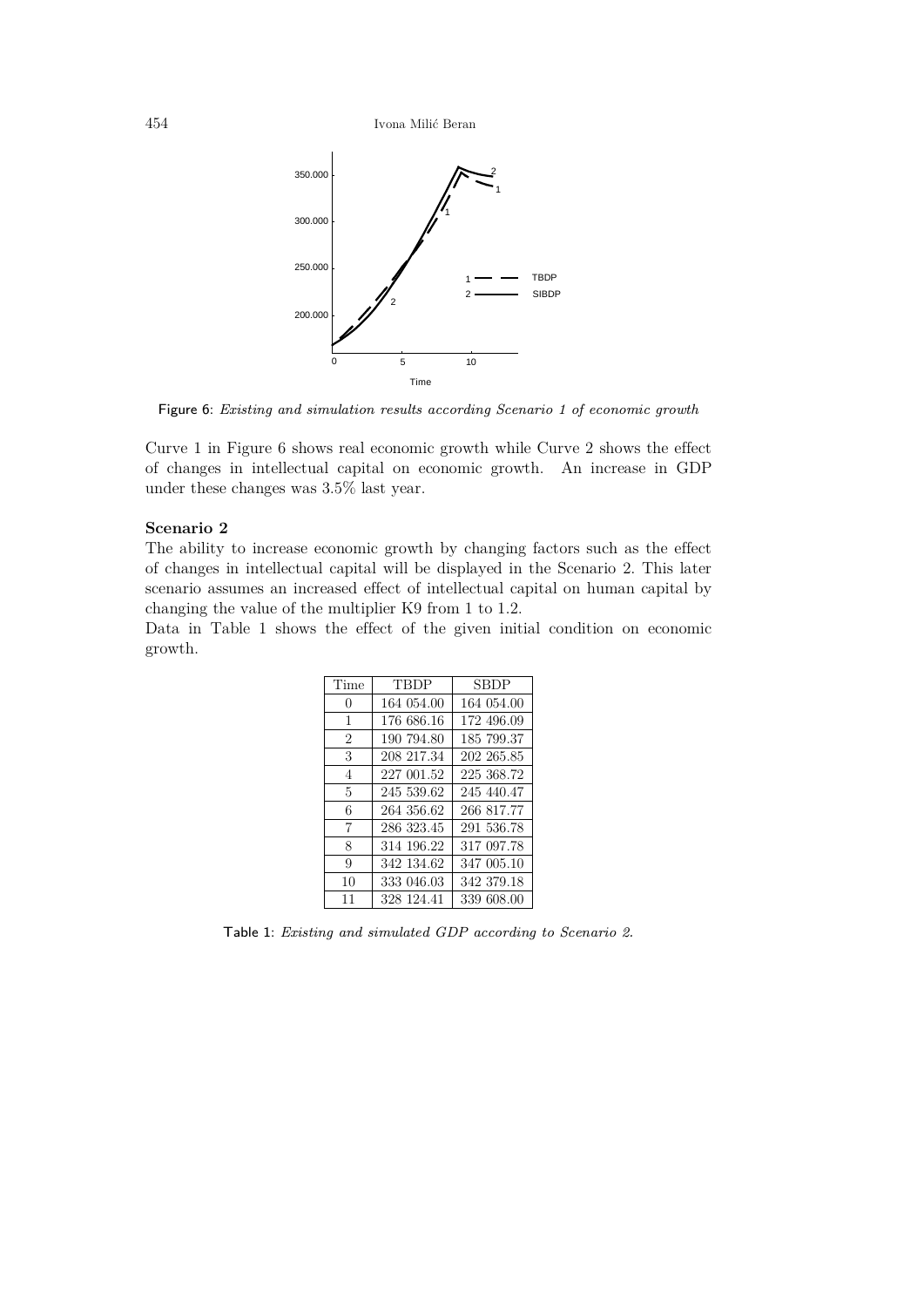Figure 6: *Existing and simulation results according Scenario 1 of economic growth*

Curve 1 in Figure 6 shows real economic growth while Curve 2 shows the effect of changes in intellectual capital on economic growth. An increase in GDP under these changes was 3.5% last year.

**Scenario 2**

The ability to increase economic growth by changing factors such as the effect of changes in intellectual capital will be displayed in the Scenario 2. This later scenario assumes an increased effect of intellectual capital on human capital by changing the value of the multiplier K9 from 1 to 1.2.

Data in Table 1 shows the effect of the given initial condition on economic growth.

| Time | TBDP | SBDP |
|---|---|---|
| 0 | 164 054.00 | 164 054.00 |
| 1 | 176 686.16 | 172 496.09 |
| 2 | 190 794.80 | 185 799.37 |
| 3 | 208 217.34 | 202 265.85 |
| 4 | 227 001.52 | 225 368.72 |
| 5 | 245 539.62 | 245 440.47 |
| 6 | 264 356.62 | 266 817.77 |
| 7 | 286 323.45 | 291 536.78 |
| 8 | 314 196.22 | 317 097.78 |
| 9 | 342 134.62 | 347 005.10 |
| 10 | 333 046.03 | 342 379.18 |
| 11 | 328 124.41 | 339 608.00 |

Table 1: *Existing and simulated GDP according to Scenario 2.*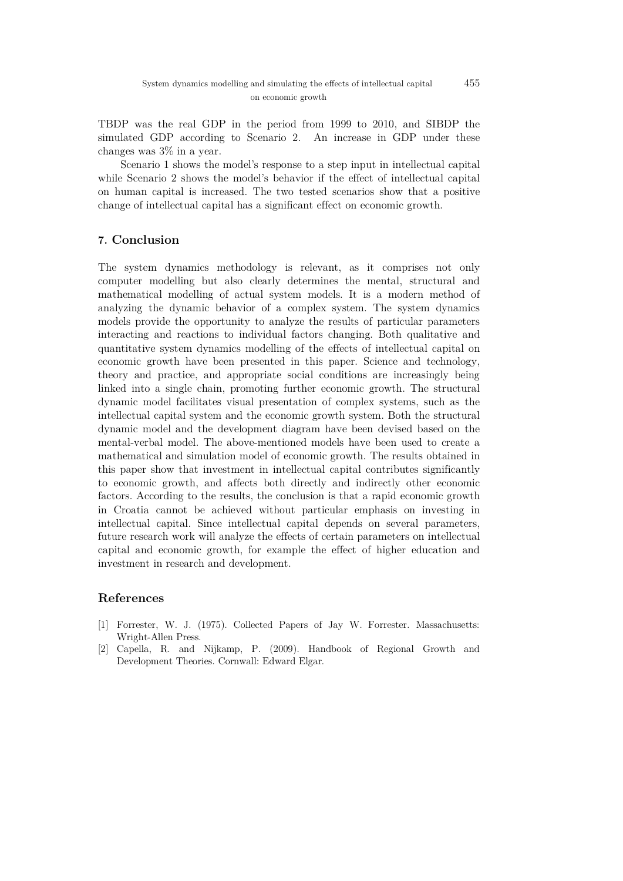TBDP was the real GDP in the period from 1999 to 2010, and SIBDP the simulated GDP according to Scenario 2. An increase in GDP under these changes was 3% in a year.

Scenario 1 shows the model's response to a step input in intellectual capital while Scenario 2 shows the model's behavior if the effect of intellectual capital on human capital is increased. The two tested scenarios show that a positive change of intellectual capital has a significant effect on economic growth.

## 7. Conclusion

The system dynamics methodology is relevant, as it comprises not only computer modelling but also clearly determines the mental, structural and mathematical modelling of actual system models. It is a modern method of analyzing the dynamic behavior of a complex system. The system dynamics models provide the opportunity to analyze the results of particular parameters interacting and reactions to individual factors changing. Both qualitative and quantitative system dynamics modelling of the effects of intellectual capital on economic growth have been presented in this paper. Science and technology, theory and practice, and appropriate social conditions are increasingly being linked into a single chain, promoting further economic growth. The structural dynamic model facilitates visual presentation of complex systems, such as the intellectual capital system and the economic growth system. Both the structural dynamic model and the development diagram have been devised based on the mental-verbal model. The above-mentioned models have been used to create a mathematical and simulation model of economic growth. The results obtained in this paper show that investment in intellectual capital contributes significantly to economic growth, and affects both directly and indirectly other economic factors. According to the results, the conclusion is that a rapid economic growth in Croatia cannot be achieved without particular emphasis on investing in intellectual capital. Since intellectual capital depends on several parameters, future research work will analyze the effects of certain parameters on intellectual capital and economic growth, for example the effect of higher education and investment in research and development.

## References

[1] Forrester, W. J. (1975). Collected Papers of Jay W. Forrester. Massachusetts: Wright-Allen Press.

[2] Capella, R. and Nijkamp, P. (2009). Handbook of Regional Growth and Development Theories. Cornwall: Edward Elgar.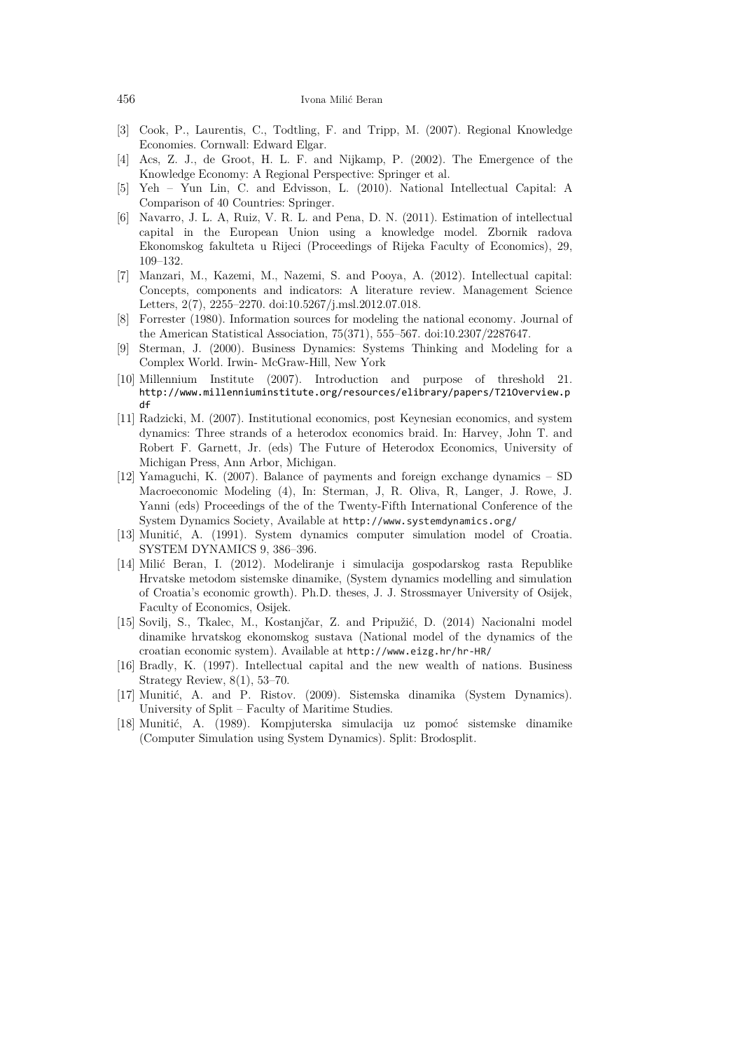[3] Cook, P., Laurentis, C., Todtling, F. and Tripp, M. (2007). Regional Knowledge Economies. Cornwall: Edward Elgar.

[4] Acs, Z. J., de Groot, H. L. F. and Nijkamp, P. (2002). The Emergence of the Knowledge Economy: A Regional Perspective: Springer et al.

[5] Yeh – Yun Lin, C. and Edvisson, L. (2010). National Intellectual Capital: A Comparison of 40 Countries: Springer.

[6] Navarro, J. L. A, Ruiz, V. R. L. and Pena, D. N. (2011). Estimation of intellectual capital in the European Union using a knowledge model. Zbornik radova Ekonomskog fakulteta u Rijeci (Proceedings of Rijeka Faculty of Economics), 29, 109–132.

[7] Manzari, M., Kazemi, M., Nazemi, S. and Pooya, A. (2012). Intellectual capital: Concepts, components and indicators: A literature review. Management Science Letters, 2(7), 2255–2270. doi:10.5267/j.msl.2012.07.018.

[8] Forrester (1980). Information sources for modeling the national economy. Journal of the American Statistical Association, 75(371), 555–567. doi:10.2307/2287647.

[9] Sterman, J. (2000). Business Dynamics: Systems Thinking and Modeling for a Complex World. Irwin- McGraw-Hill, New York

[10] Millennium Institute (2007). Introduction and purpose of threshold 21. http://www.millenniuminstitute.org/resources/elibrary/papers/T21Overview.pdf

[11] Radzicki, M. (2007). Institutional economics, post Keynesian economics, and system dynamics: Three strands of a heterodox economics braid. In: Harvey, John T. and Robert F. Garnett, Jr. (eds) The Future of Heterodox Economics, University of Michigan Press, Ann Arbor, Michigan.

[12] Yamaguchi, K. (2007). Balance of payments and foreign exchange dynamics – SD Macroeconomic Modeling (4), In: Sterman, J, R. Oliva, R, Langer, J. Rowe, J. Yanni (eds) Proceedings of the of the Twenty-Fifth International Conference of the System Dynamics Society, Available at http://www.systemdynamics.org/

[13] Munitić, A. (1991). System dynamics computer simulation model of Croatia. SYSTEM DYNAMICS 9, 386–396.

[14] Milić Beran, I. (2012). Modeliranje i simulacija gospodarskog rasta Republike Hrvatske metodom sistemske dinamike, (System dynamics modelling and simulation of Croatia's economic growth). Ph.D. theses, J. J. Strossmayer University of Osijek, Faculty of Economics, Osijek.

[15] Sovilj, S., Tkalec, M., Kostanjčar, Z. and Pripužić, D. (2014) Nacionalni model dinamike hrvatskog ekonomskog sustava (National model of the dynamics of the croatian economic system). Available at http://www.eizg.hr/hr-HR/

[16] Bradly, K. (1997). Intellectual capital and the new wealth of nations. Business Strategy Review, 8(1), 53–70.

[17] Munitić, A. and P. Ristov. (2009). Sistemska dinamika (System Dynamics). University of Split – Faculty of Maritime Studies.

[18] Munitić, A. (1989). Kompjuterska simulacija uz pomoć sistemske dinamike (Computer Simulation using System Dynamics). Split: Brodosplit.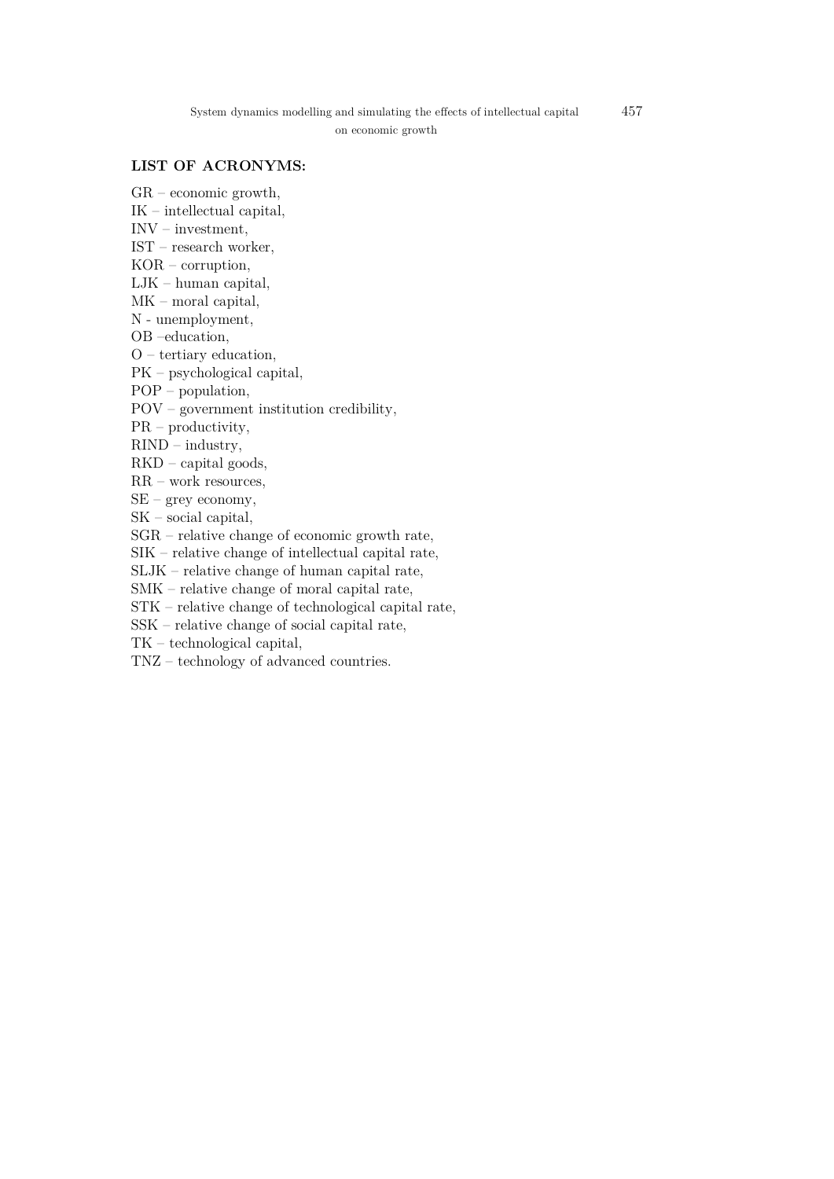**LIST OF ACRONYMS:**

GR – economic growth,
IK – intellectual capital,
INV – investment,
IST – research worker,
KOR – corruption,
LJK – human capital,
MK – moral capital,
N - unemployment,
OB –education,
O – tertiary education,
PK – psychological capital,
POP – population,
POV – government institution credibility,
PR – productivity,
RIND – industry,
RKD – capital goods,
RR – work resources,
SE – grey economy,
SK – social capital,
SGR – relative change of economic growth rate,
SIK – relative change of intellectual capital rate,
SLJK – relative change of human capital rate,
SMK – relative change of moral capital rate,
STK – relative change of technological capital rate,
SSK – relative change of social capital rate,
TK – technological capital,
TNZ – technology of advanced countries.